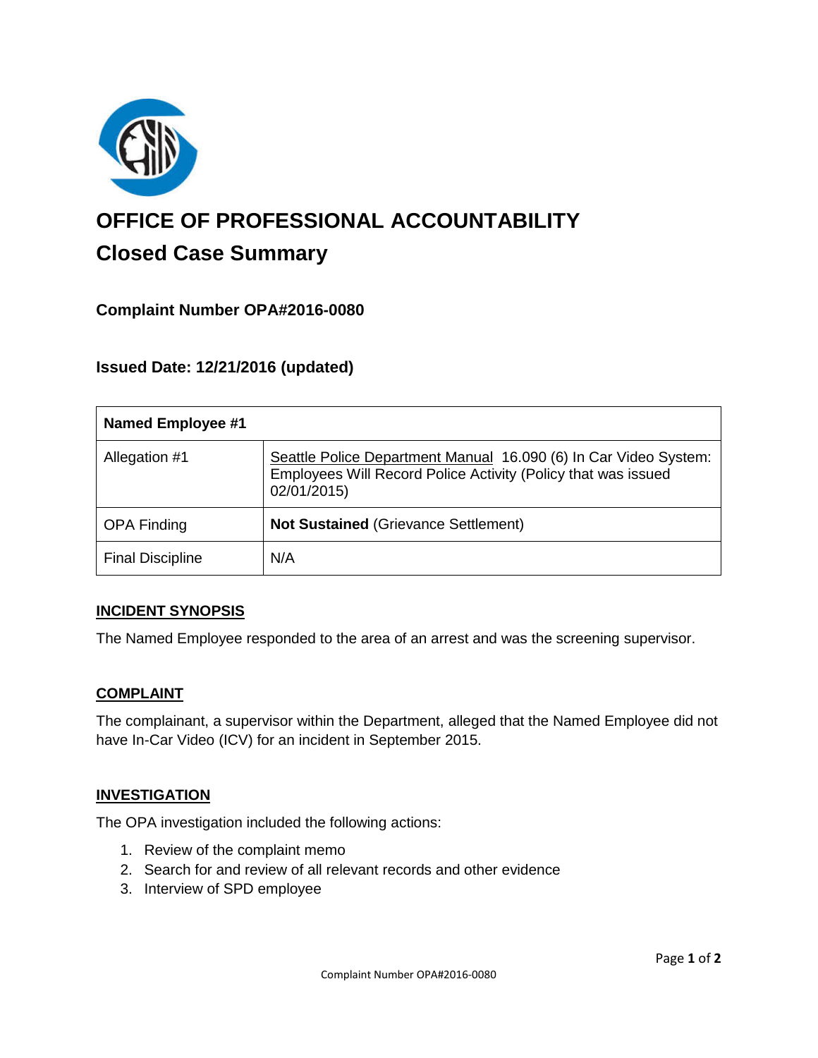# OFFICE OF PROFESSIONAL ACCOUNTABILITY

## Closed Case Summary

### Complaint Number OPA#2016-0080

### Issued Date: 12/21/2016 (updated)

| Named Employee #1 | |
|---|---|
| Allegation #1 | Seattle Police Department Manual 16.090 (6) In Car Video System: Employees Will Record Police Activity (Policy that was issued 02/01/2015) |
| OPA Finding | **Not Sustained** (Grievance Settlement) |
| Final Discipline | N/A |

**INCIDENT SYNOPSIS**

The Named Employee responded to the area of an arrest and was the screening supervisor.

**COMPLAINT**

The complainant, a supervisor within the Department, alleged that the Named Employee did not have In-Car Video (ICV) for an incident in September 2015.

**INVESTIGATION**

The OPA investigation included the following actions:

1. Review of the complaint memo
2. Search for and review of all relevant records and other evidence
3. Interview of SPD employee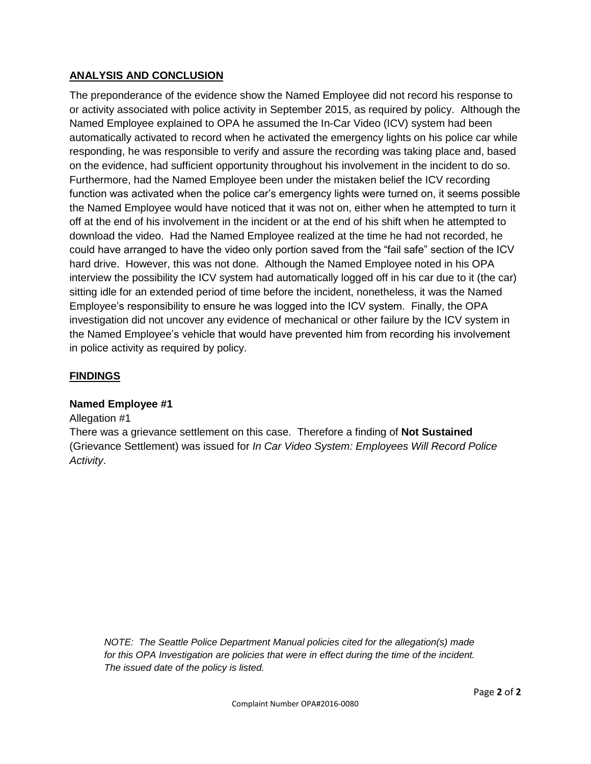## ANALYSIS AND CONCLUSION

The preponderance of the evidence show the Named Employee did not record his response to or activity associated with police activity in September 2015, as required by policy. Although the Named Employee explained to OPA he assumed the In-Car Video (ICV) system had been automatically activated to record when he activated the emergency lights on his police car while responding, he was responsible to verify and assure the recording was taking place and, based on the evidence, had sufficient opportunity throughout his involvement in the incident to do so. Furthermore, had the Named Employee been under the mistaken belief the ICV recording function was activated when the police car's emergency lights were turned on, it seems possible the Named Employee would have noticed that it was not on, either when he attempted to turn it off at the end of his involvement in the incident or at the end of his shift when he attempted to download the video. Had the Named Employee realized at the time he had not recorded, he could have arranged to have the video only portion saved from the "fail safe" section of the ICV hard drive. However, this was not done. Although the Named Employee noted in his OPA interview the possibility the ICV system had automatically logged off in his car due to it (the car) sitting idle for an extended period of time before the incident, nonetheless, it was the Named Employee's responsibility to ensure he was logged into the ICV system. Finally, the OPA investigation did not uncover any evidence of mechanical or other failure by the ICV system in the Named Employee's vehicle that would have prevented him from recording his involvement in police activity as required by policy.

## FINDINGS

**Named Employee #1**

Allegation #1

There was a grievance settlement on this case. Therefore a finding of **Not Sustained** (Grievance Settlement) was issued for *In Car Video System: Employees Will Record Police Activity*.

*NOTE: The Seattle Police Department Manual policies cited for the allegation(s) made for this OPA Investigation are policies that were in effect during the time of the incident. The issued date of the policy is listed.*

Complaint Number OPA#2016-0080